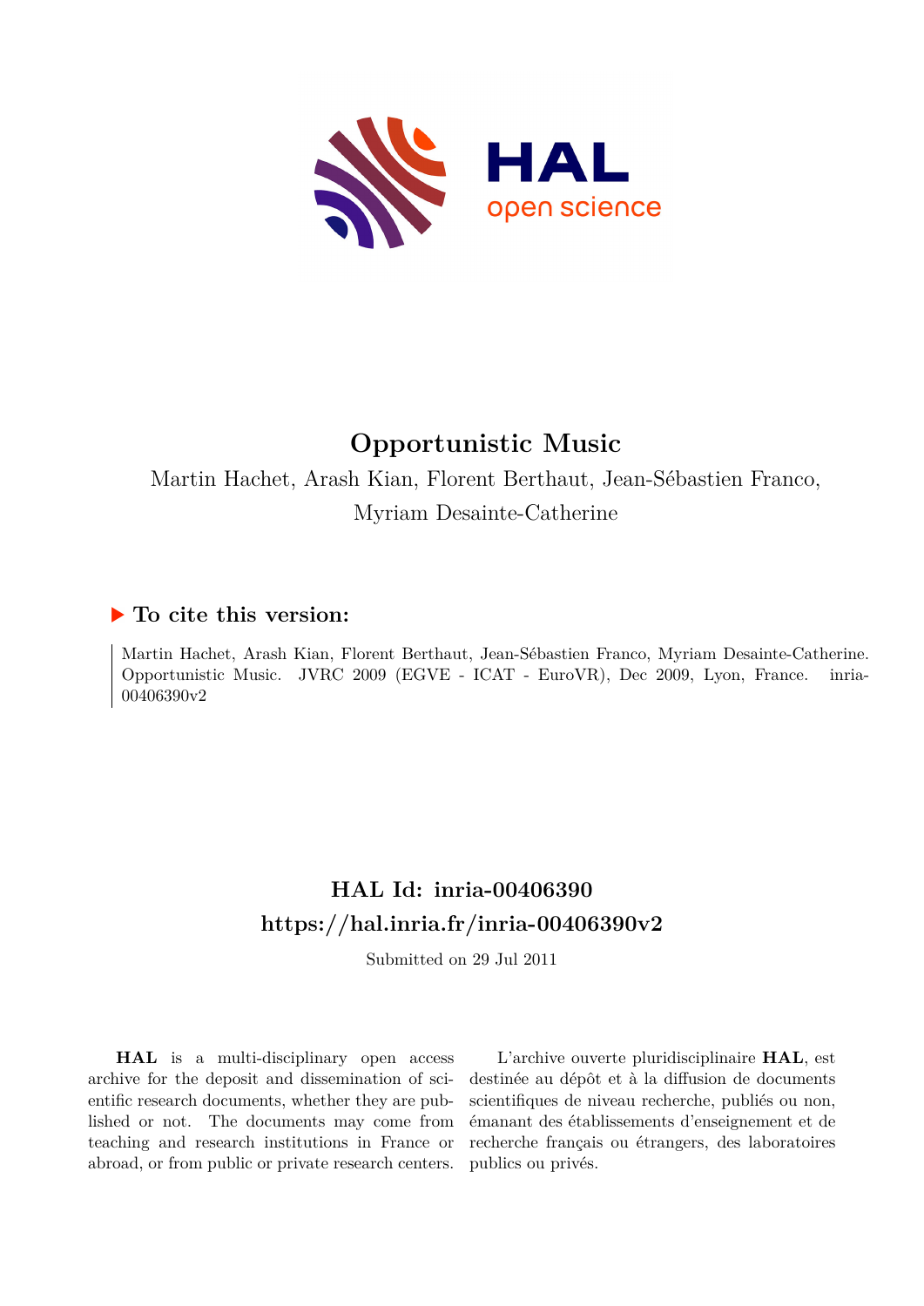# Opportunistic Music

Martin Hachet, Arash Kian, Florent Berthaut, Jean-Sébastien Franco, Myriam Desainte-Catherine

## ▶ To cite this version:

Martin Hachet, Arash Kian, Florent Berthaut, Jean-Sébastien Franco, Myriam Desainte-Catherine. Opportunistic Music. JVRC 2009 (EGVE - ICAT - EuroVR), Dec 2009, Lyon, France. inria-00406390v2

## HAL Id: inria-00406390
## https://hal.inria.fr/inria-00406390v2

Submitted on 29 Jul 2011

**HAL** is a multi-disciplinary open access archive for the deposit and dissemination of scientific research documents, whether they are published or not. The documents may come from teaching and research institutions in France or abroad, or from public or private research centers.

L'archive ouverte pluridisciplinaire **HAL**, est destinée au dépôt et à la diffusion de documents scientifiques de niveau recherche, publiés ou non, émanant des établissements d'enseignement et de recherche français ou étrangers, des laboratoires publics ou privés.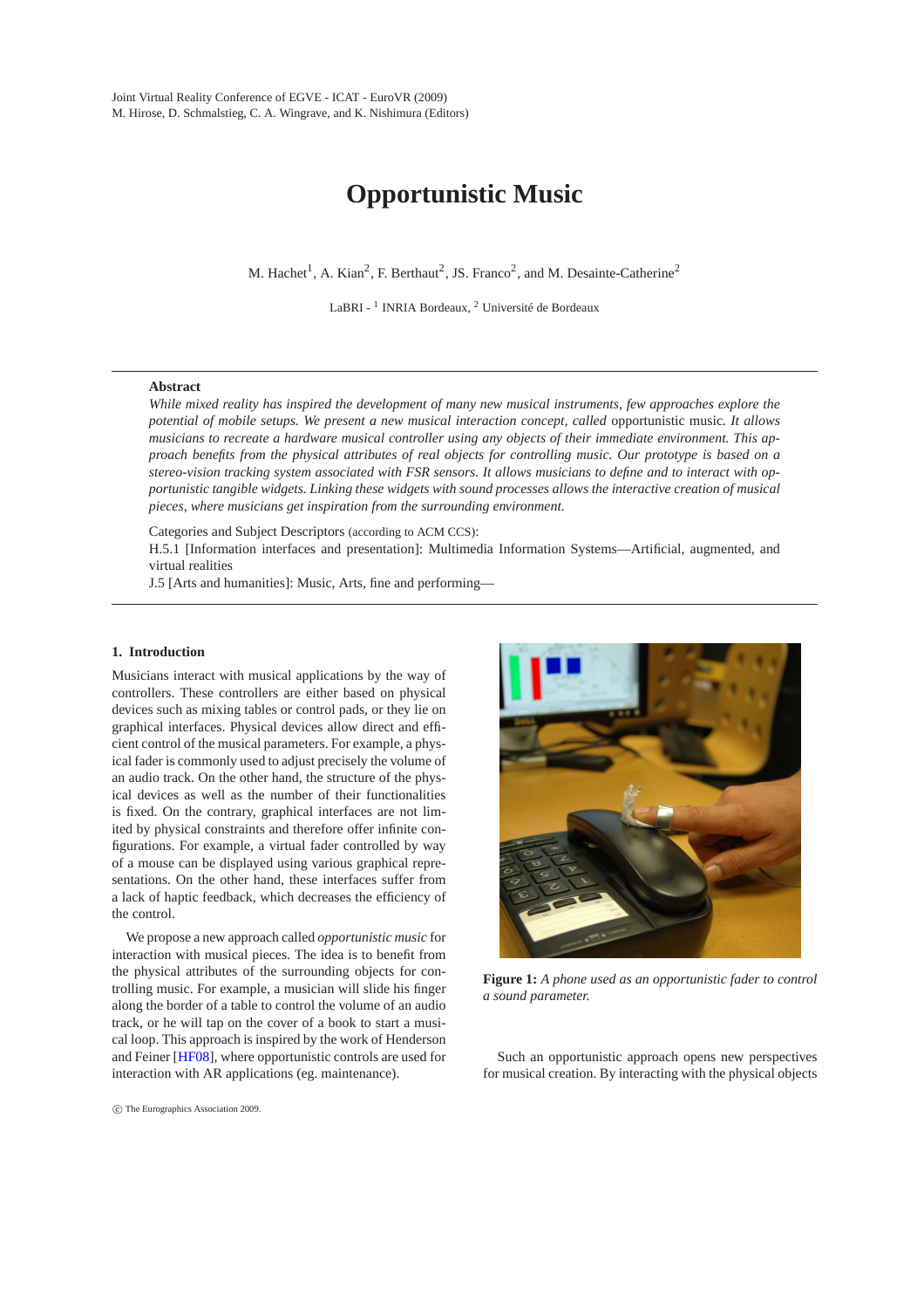# Opportunistic Music

M. Hachet[1], A. Kian[2], F. Berthaut[2], JS. Franco[2], and M. Desainte-Catherine[2]

LaBRI - [1] INRIA Bordeaux, [2] Université de Bordeaux

---

**Abstract**

*While mixed reality has inspired the development of many new musical instruments, few approaches explore the potential of mobile setups. We present a new musical interaction concept, called* opportunistic music*. It allows musicians to recreate a hardware musical controller using any objects of their immediate environment. This approach benefits from the physical attributes of real objects for controlling music. Our prototype is based on a stereo-vision tracking system associated with FSR sensors. It allows musicians to define and to interact with opportunistic tangible widgets. Linking these widgets with sound processes allows the interactive creation of musical pieces, where musicians get inspiration from the surrounding environment.*

Categories and Subject Descriptors (according to ACM CCS):
H.5.1 [Information interfaces and presentation]: Multimedia Information Systems—Artificial, augmented, and virtual realities
J.5 [Arts and humanities]: Music, Arts, fine and performing—

---

## 1. Introduction

Musicians interact with musical applications by the way of controllers. These controllers are either based on physical devices such as mixing tables or control pads, or they lie on graphical interfaces. Physical devices allow direct and efficient control of the musical parameters. For example, a physical fader is commonly used to adjust precisely the volume of an audio track. On the other hand, the structure of the physical devices as well as the number of their functionalities is fixed. On the contrary, graphical interfaces are not limited by physical constraints and therefore offer infinite configurations. For example, a virtual fader controlled by way of a mouse can be displayed using various graphical representations. On the other hand, these interfaces suffer from a lack of haptic feedback, which decreases the efficiency of the control.

We propose a new approach called *opportunistic music* for interaction with musical pieces. The idea is to benefit from the physical attributes of the surrounding objects for controlling music. For example, a musician will slide his finger along the border of a table to control the volume of an audio track, or he will tap on the cover of a book to start a musical loop. This approach is inspired by the work of Henderson and Feiner [HF08], where opportunistic controls are used for interaction with AR applications (eg. maintenance).

**Figure 1:** *A phone used as an opportunistic fader to control a sound parameter.*

Such an opportunistic approach opens new perspectives for musical creation. By interacting with the physical objects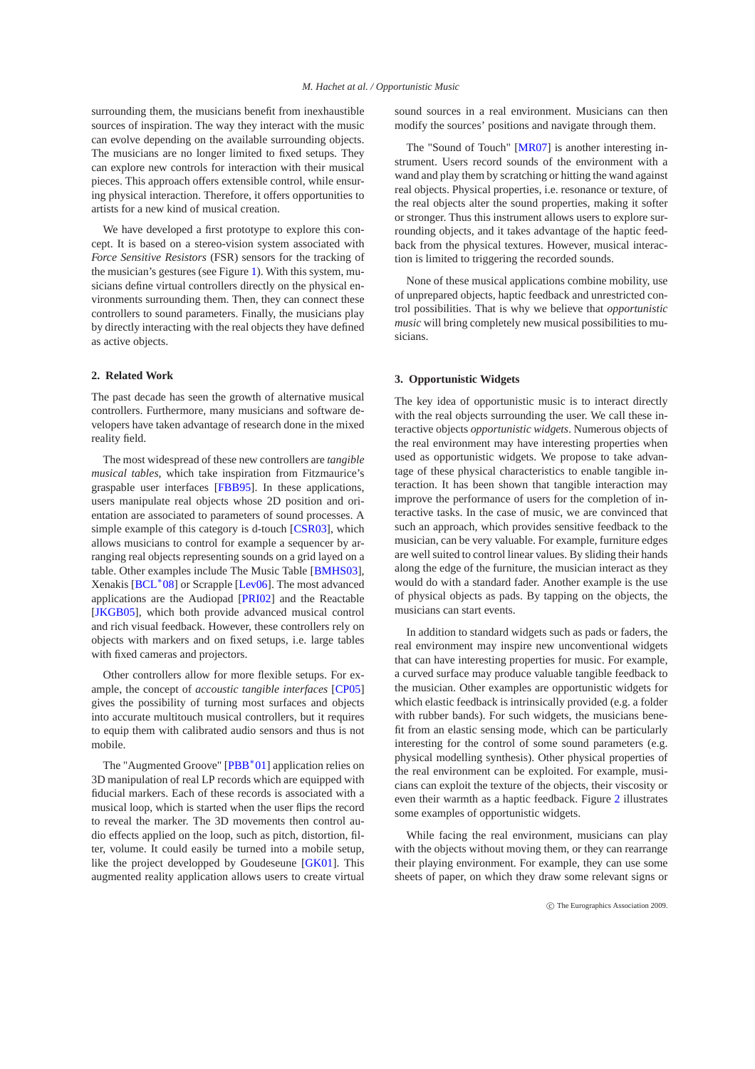surrounding them, the musicians benefit from inexhaustible sources of inspiration. The way they interact with the music can evolve depending on the available surrounding objects. The musicians are no longer limited to fixed setups. They can explore new controls for interaction with their musical pieces. This approach offers extensible control, while ensuring physical interaction. Therefore, it offers opportunities to artists for a new kind of musical creation.

We have developed a first prototype to explore this concept. It is based on a stereo-vision system associated with *Force Sensitive Resistors* (FSR) sensors for the tracking of the musician's gestures (see Figure 1). With this system, musicians define virtual controllers directly on the physical environments surrounding them. Then, they can connect these controllers to sound parameters. Finally, the musicians play by directly interacting with the real objects they have defined as active objects.

## 2. Related Work

The past decade has seen the growth of alternative musical controllers. Furthermore, many musicians and software developers have taken advantage of research done in the mixed reality field.

The most widespread of these new controllers are *tangible musical tables*, which take inspiration from Fitzmaurice's graspable user interfaces [FBB95]. In these applications, users manipulate real objects whose 2D position and orientation are associated to parameters of sound processes. A simple example of this category is d-touch [CSR03], which allows musicians to control for example a sequencer by arranging real objects representing sounds on a grid layed on a table. Other examples include The Music Table [BMHS03], Xenakis [BCL*08] or Scrapple [Lev06]. The most advanced applications are the Audiopad [PRI02] and the Reactable [JKGB05], which both provide advanced musical control and rich visual feedback. However, these controllers rely on objects with markers and on fixed setups, i.e. large tables with fixed cameras and projectors.

Other controllers allow for more flexible setups. For example, the concept of *accoustic tangible interfaces* [CP05] gives the possibility of turning most surfaces and objects into accurate multitouch musical controllers, but it requires to equip them with calibrated audio sensors and thus is not mobile.

The "Augmented Groove" [PBB*01] application relies on 3D manipulation of real LP records which are equipped with fiducial markers. Each of these records is associated with a musical loop, which is started when the user flips the record to reveal the marker. The 3D movements then control audio effects applied on the loop, such as pitch, distortion, filter, volume. It could easily be turned into a mobile setup, like the project developped by Goudeseune [GK01]. This augmented reality application allows users to create virtual sound sources in a real environment. Musicians can then modify the sources' positions and navigate through them.

The "Sound of Touch" [MR07] is another interesting instrument. Users record sounds of the environment with a wand and play them by scratching or hitting the wand against real objects. Physical properties, i.e. resonance or texture, of the real objects alter the sound properties, making it softer or stronger. Thus this instrument allows users to explore surrounding objects, and it takes advantage of the haptic feedback from the physical textures. However, musical interaction is limited to triggering the recorded sounds.

None of these musical applications combine mobility, use of unprepared objects, haptic feedback and unrestricted control possibilities. That is why we believe that *opportunistic music* will bring completely new musical possibilities to musicians.

## 3. Opportunistic Widgets

The key idea of opportunistic music is to interact directly with the real objects surrounding the user. We call these interactive objects *opportunistic widgets*. Numerous objects of the real environment may have interesting properties when used as opportunistic widgets. We propose to take advantage of these physical characteristics to enable tangible interaction. It has been shown that tangible interaction may improve the performance of users for the completion of interactive tasks. In the case of music, we are convinced that such an approach, which provides sensitive feedback to the musician, can be very valuable. For example, furniture edges are well suited to control linear values. By sliding their hands along the edge of the furniture, the musician interact as they would do with a standard fader. Another example is the use of physical objects as pads. By tapping on the objects, the musicians can start events.

In addition to standard widgets such as pads or faders, the real environment may inspire new unconventional widgets that can have interesting properties for music. For example, a curved surface may produce valuable tangible feedback to the musician. Other examples are opportunistic widgets for which elastic feedback is intrinsically provided (e.g. a folder with rubber bands). For such widgets, the musicians benefit from an elastic sensing mode, which can be particularly interesting for the control of some sound parameters (e.g. physical modelling synthesis). Other physical properties of the real environment can be exploited. For example, musicians can exploit the texture of the objects, their viscosity or even their warmth as a haptic feedback. Figure 2 illustrates some examples of opportunistic widgets.

While facing the real environment, musicians can play with the objects without moving them, or they can rearrange their playing environment. For example, they can use some sheets of paper, on which they draw some relevant signs or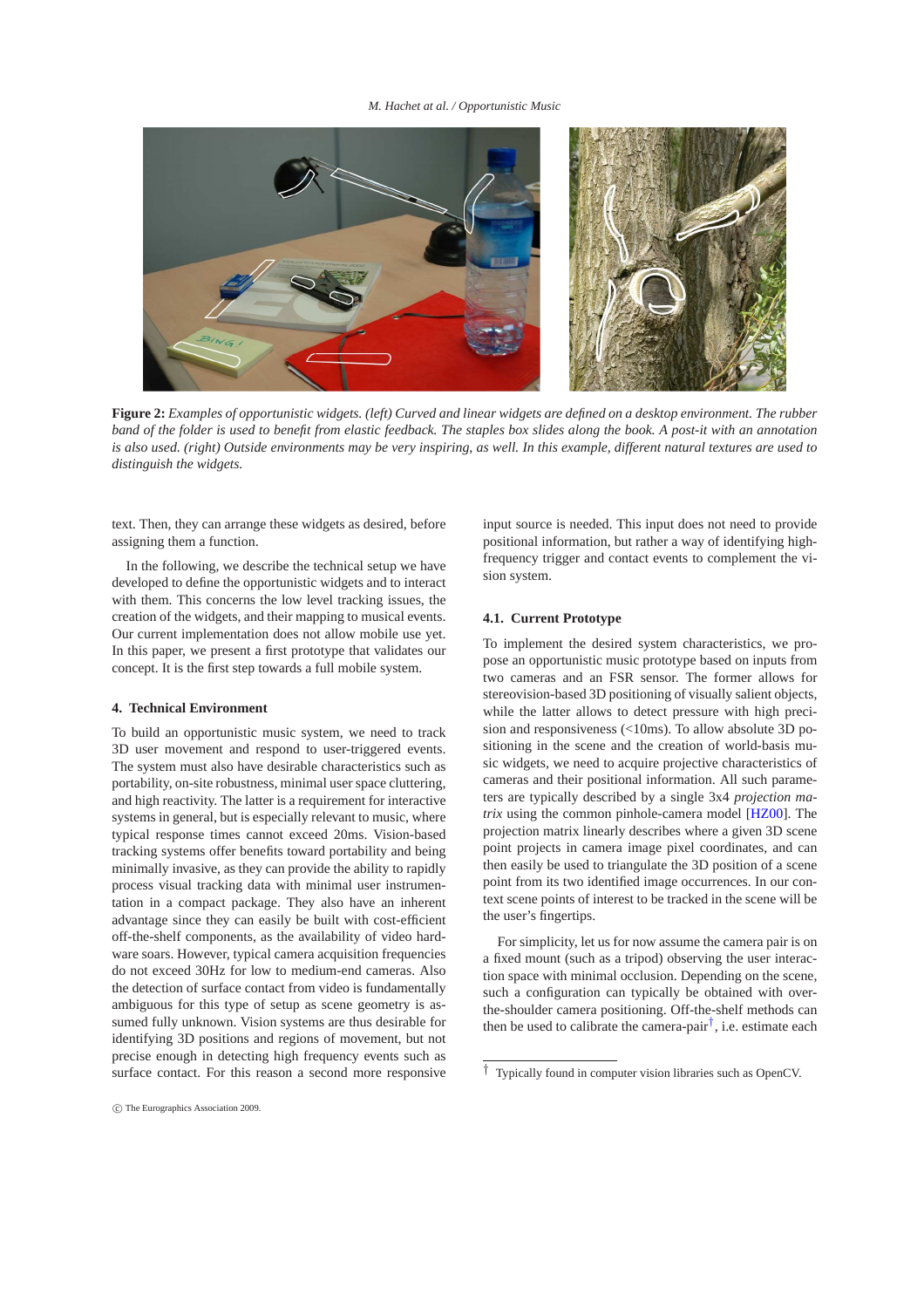**Figure 2:** *Examples of opportunistic widgets. (left) Curved and linear widgets are defined on a desktop environment. The rubber band of the folder is used to benefit from elastic feedback. The staples box slides along the book. A post-it with an annotation is also used. (right) Outside environments may be very inspiring, as well. In this example, different natural textures are used to distinguish the widgets.*

text. Then, they can arrange these widgets as desired, before assigning them a function.

In the following, we describe the technical setup we have developed to define the opportunistic widgets and to interact with them. This concerns the low level tracking issues, the creation of the widgets, and their mapping to musical events. Our current implementation does not allow mobile use yet. In this paper, we present a first prototype that validates our concept. It is the first step towards a full mobile system.

## 4. Technical Environment

To build an opportunistic music system, we need to track 3D user movement and respond to user-triggered events. The system must also have desirable characteristics such as portability, on-site robustness, minimal user space cluttering, and high reactivity. The latter is a requirement for interactive systems in general, but is especially relevant to music, where typical response times cannot exceed 20ms. Vision-based tracking systems offer benefits toward portability and being minimally invasive, as they can provide the ability to rapidly process visual tracking data with minimal user instrumentation in a compact package. They also have an inherent advantage since they can easily be built with cost-efficient off-the-shelf components, as the availability of video hardware soars. However, typical camera acquisition frequencies do not exceed 30Hz for low to medium-end cameras. Also the detection of surface contact from video is fundamentally ambiguous for this type of setup as scene geometry is assumed fully unknown. Vision systems are thus desirable for identifying 3D positions and regions of movement, but not precise enough in detecting high frequency events such as surface contact. For this reason a second more responsive input source is needed. This input does not need to provide positional information, but rather a way of identifying high-frequency trigger and contact events to complement the vision system.

### 4.1. Current Prototype

To implement the desired system characteristics, we propose an opportunistic music prototype based on inputs from two cameras and an FSR sensor. The former allows for stereovision-based 3D positioning of visually salient objects, while the latter allows to detect pressure with high precision and responsiveness (<10ms). To allow absolute 3D positioning in the scene and the creation of world-basis music widgets, we need to acquire projective characteristics of cameras and their positional information. All such parameters are typically described by a single 3x4 *projection matrix* using the common pinhole-camera model [HZ00]. The projection matrix linearly describes where a given 3D scene point projects in camera image pixel coordinates, and can then easily be used to triangulate the 3D position of a scene point from its two identified image occurrences. In our context scene points of interest to be tracked in the scene will be the user's fingertips.

For simplicity, let us for now assume the camera pair is on a fixed mount (such as a tripod) observing the user interaction space with minimal occlusion. Depending on the scene, such a configuration can typically be obtained with over-the-shoulder camera positioning. Off-the-shelf methods can then be used to calibrate the camera-pair[†], i.e. estimate each

[†] Typically found in computer vision libraries such as OpenCV.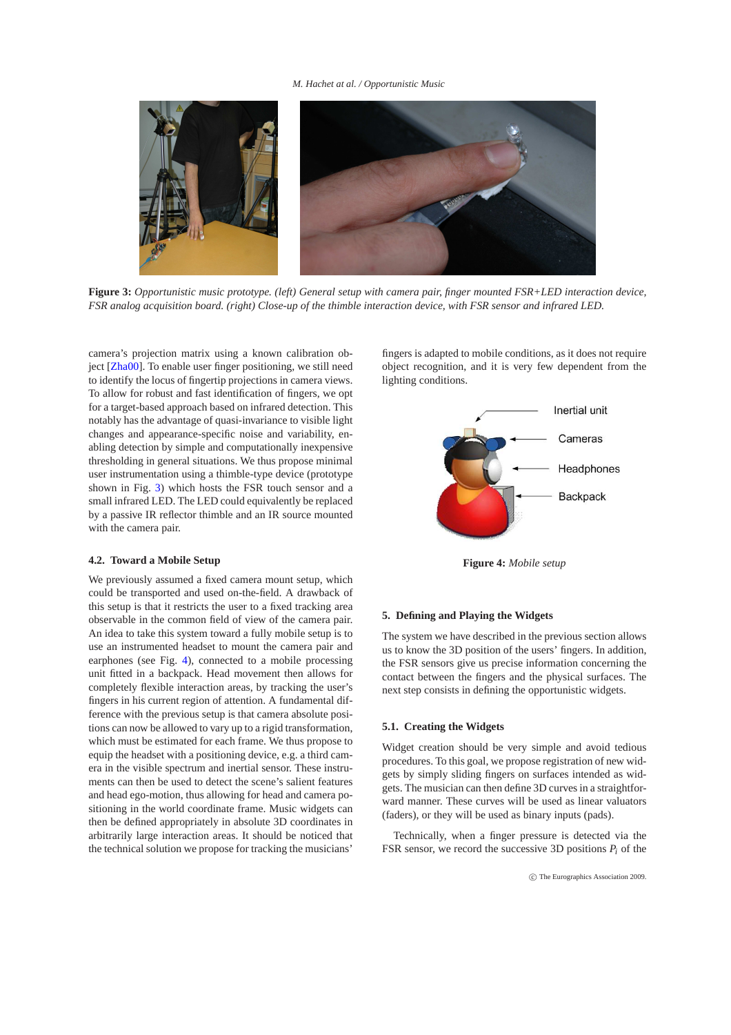**Figure 3:** *Opportunistic music prototype. (left) General setup with camera pair, finger mounted FSR+LED interaction device, FSR analog acquisition board. (right) Close-up of the thimble interaction device, with FSR sensor and infrared LED.*

camera's projection matrix using a known calibration object [Zha00]. To enable user finger positioning, we still need to identify the locus of fingertip projections in camera views. To allow for robust and fast identification of fingers, we opt for a target-based approach based on infrared detection. This notably has the advantage of quasi-invariance to visible light changes and appearance-specific noise and variability, enabling detection by simple and computationally inexpensive thresholding in general situations. We thus propose minimal user instrumentation using a thimble-type device (prototype shown in Fig. 3) which hosts the FSR touch sensor and a small infrared LED. The LED could equivalently be replaced by a passive IR reflector thimble and an IR source mounted with the camera pair.

### 4.2. Toward a Mobile Setup

We previously assumed a fixed camera mount setup, which could be transported and used on-the-field. A drawback of this setup is that it restricts the user to a fixed tracking area observable in the common field of view of the camera pair. An idea to take this system toward a fully mobile setup is to use an instrumented headset to mount the camera pair and earphones (see Fig. 4), connected to a mobile processing unit fitted in a backpack. Head movement then allows for completely flexible interaction areas, by tracking the user's fingers in his current region of attention. A fundamental difference with the previous setup is that camera absolute positions can now be allowed to vary up to a rigid transformation, which must be estimated for each frame. We thus propose to equip the headset with a positioning device, e.g. a third camera in the visible spectrum and inertial sensor. These instruments can then be used to detect the scene's salient features and head ego-motion, thus allowing for head and camera positioning in the world coordinate frame. Music widgets can then be defined appropriately in absolute 3D coordinates in arbitrarily large interaction areas. It should be noticed that the technical solution we propose for tracking the musicians' fingers is adapted to mobile conditions, as it does not require object recognition, and it is very few dependent from the lighting conditions.

**Figure 4:** *Mobile setup*

## 5. Defining and Playing the Widgets

The system we have described in the previous section allows us to know the 3D position of the users' fingers. In addition, the FSR sensors give us precise information concerning the contact between the fingers and the physical surfaces. The next step consists in defining the opportunistic widgets.

### 5.1. Creating the Widgets

Widget creation should be very simple and avoid tedious procedures. To this goal, we propose registration of new widgets by simply sliding fingers on surfaces intended as widgets. The musician can then define 3D curves in a straightforward manner. These curves will be used as linear valuators (faders), or they will be used as binary inputs (pads).

Technically, when a finger pressure is detected via the FSR sensor, we record the successive 3D positions $P_i$ of the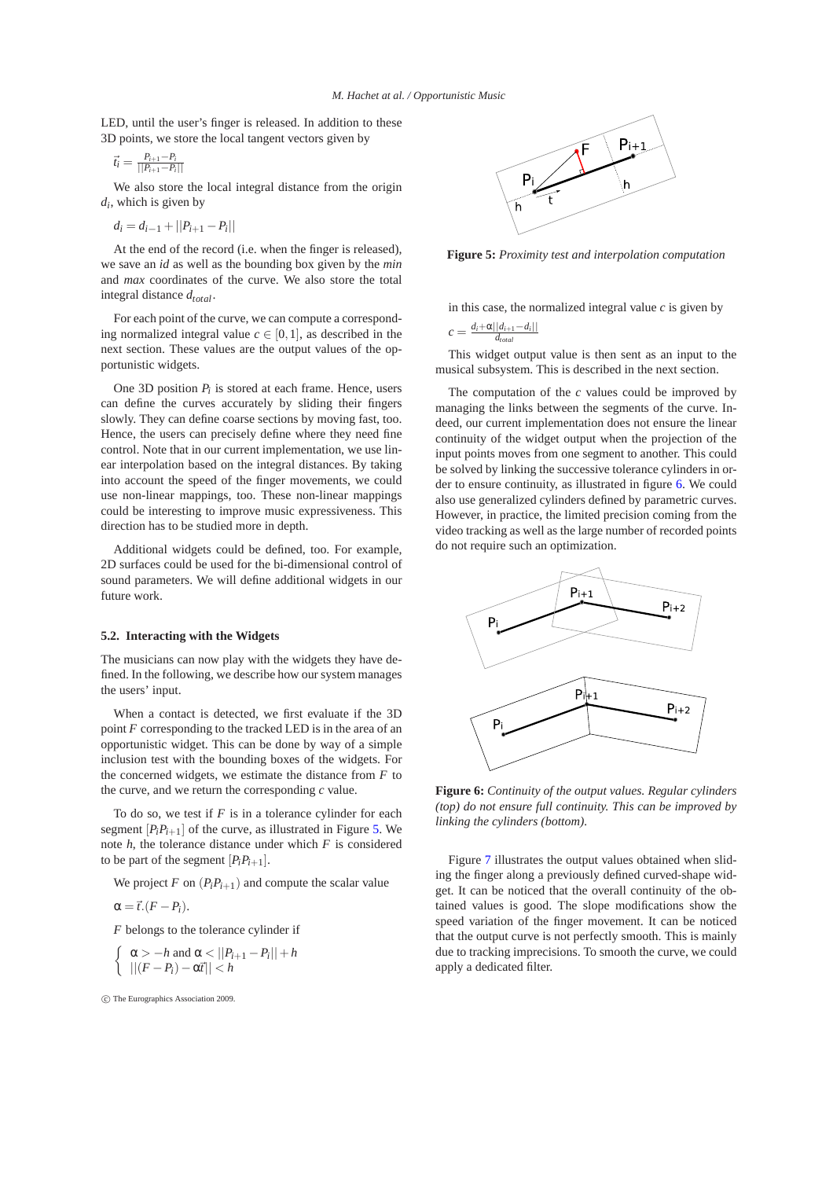LED, until the user's finger is released. In addition to these 3D points, we store the local tangent vectors given by

$$\vec{t}_i = \frac{P_{i+1} - P_i}{||P_{i+1} - P_i||}$$

We also store the local integral distance from the origin $d_i$, which is given by

$$d_i = d_{i-1} + ||P_{i+1} - P_i||$$

At the end of the record (i.e. when the finger is released), we save an *id* as well as the bounding box given by the *min* and *max* coordinates of the curve. We also store the total integral distance $d_{total}$.

For each point of the curve, we can compute a corresponding normalized integral value $c \in [0, 1]$, as described in the next section. These values are the output values of the opportunistic widgets.

One 3D position $P_i$ is stored at each frame. Hence, users can define the curves accurately by sliding their fingers slowly. They can define coarse sections by moving fast, too. Hence, the users can precisely define where they need fine control. Note that in our current implementation, we use linear interpolation based on the integral distances. By taking into account the speed of the finger movements, we could use non-linear mappings, too. These non-linear mappings could be interesting to improve music expressiveness. This direction has to be studied more in depth.

Additional widgets could be defined, too. For example, 2D surfaces could be used for the bi-dimensional control of sound parameters. We will define additional widgets in our future work.

### 5.2. Interacting with the Widgets

The musicians can now play with the widgets they have defined. In the following, we describe how our system manages the users' input.

When a contact is detected, we first evaluate if the 3D point $F$ corresponding to the tracked LED is in the area of an opportunistic widget. This can be done by way of a simple inclusion test with the bounding boxes of the widgets. For the concerned widgets, we estimate the distance from $F$ to the curve, and we return the corresponding $c$ value.

To do so, we test if $F$ is in a tolerance cylinder for each segment $[P_iP_{i+1}]$ of the curve, as illustrated in Figure 5. We note $h$, the tolerance distance under which $F$ is considered to be part of the segment $[P_iP_{i+1}]$.

We project $F$ on $(P_iP_{i+1})$ and compute the scalar value

$$\alpha = \vec{t}.(F - P_i).$$

$F$ belongs to the tolerance cylinder if

$$\begin{cases} \alpha > -h \text{ and } \alpha < ||P_{i+1} - P_i|| + h \\ ||(F - P_i) - \alpha\vec{t}|| < h \end{cases}$$

**Figure 5:** *Proximity test and interpolation computation*

in this case, the normalized integral value $c$ is given by

$$c = \frac{d_i + \alpha||d_{i+1} - d_i||}{d_{total}}$$

This widget output value is then sent as an input to the musical subsystem. This is described in the next section.

The computation of the $c$ values could be improved by managing the links between the segments of the curve. Indeed, our current implementation does not ensure the linear continuity of the widget output when the projection of the input points moves from one segment to another. This could be solved by linking the successive tolerance cylinders in order to ensure continuity, as illustrated in figure 6. We could also use generalized cylinders defined by parametric curves. However, in practice, the limited precision coming from the video tracking as well as the large number of recorded points do not require such an optimization.

**Figure 6:** *Continuity of the output values. Regular cylinders (top) do not ensure full continuity. This can be improved by linking the cylinders (bottom).*

Figure 7 illustrates the output values obtained when sliding the finger along a previously defined curved-shape widget. It can be noticed that the overall continuity of the obtained values is good. The slope modifications show the speed variation of the finger movement. It can be noticed that the output curve is not perfectly smooth. This is mainly due to tracking imprecisions. To smooth the curve, we could apply a dedicated filter.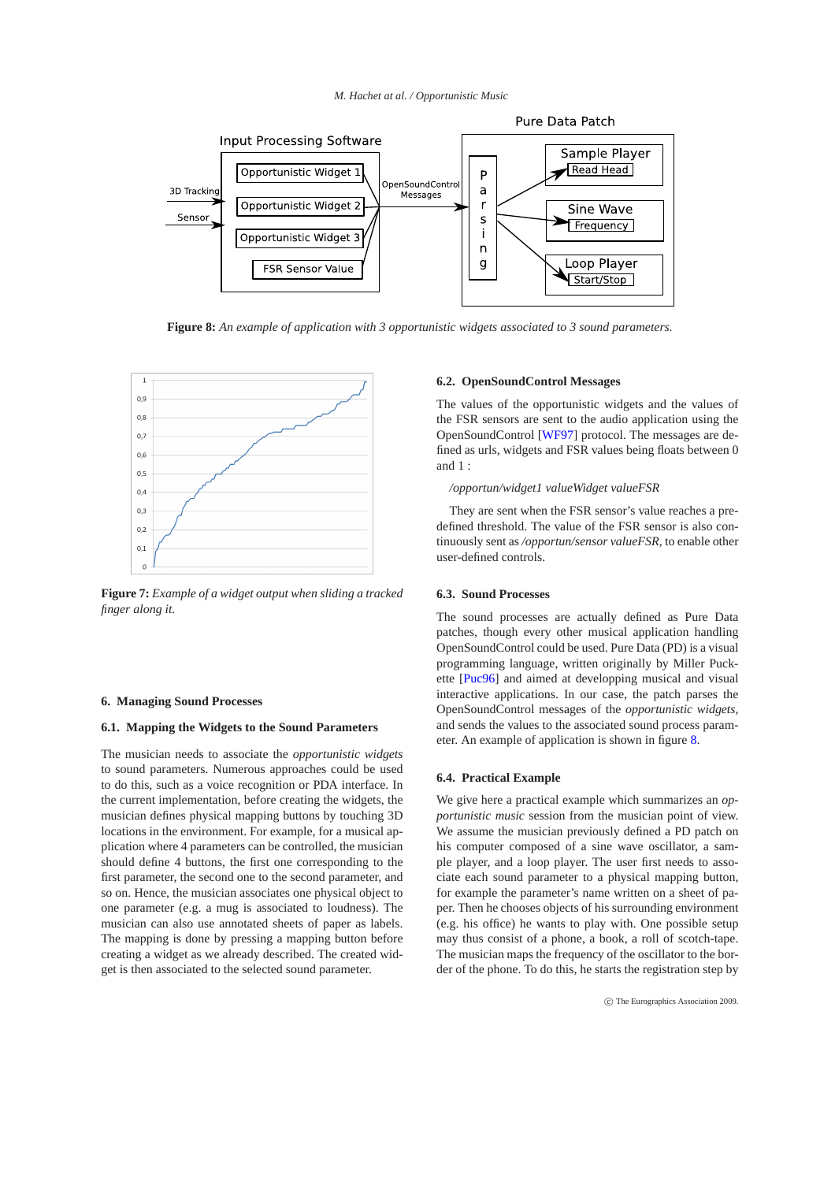**Figure 8:** *An example of application with 3 opportunistic widgets associated to 3 sound parameters.*

**Figure 7:** *Example of a widget output when sliding a tracked finger along it.*

## 6. Managing Sound Processes

### 6.1. Mapping the Widgets to the Sound Parameters

The musician needs to associate the *opportunistic widgets* to sound parameters. Numerous approaches could be used to do this, such as a voice recognition or PDA interface. In the current implementation, before creating the widgets, the musician defines physical mapping buttons by touching 3D locations in the environment. For example, for a musical application where 4 parameters can be controlled, the musician should define 4 buttons, the first one corresponding to the first parameter, the second one to the second parameter, and so on. Hence, the musician associates one physical object to one parameter (e.g. a mug is associated to loudness). The musician can also use annotated sheets of paper as labels. The mapping is done by pressing a mapping button before creating a widget as we already described. The created widget is then associated to the selected sound parameter.

### 6.2. OpenSoundControl Messages

The values of the opportunistic widgets and the values of the FSR sensors are sent to the audio application using the OpenSoundControl [WF97] protocol. The messages are defined as urls, widgets and FSR values being floats between 0 and 1 :

*/opportun/widget1 valueWidget valueFSR*

They are sent when the FSR sensor's value reaches a predefined threshold. The value of the FSR sensor is also continuously sent as */opportun/sensor valueFSR*, to enable other user-defined controls.

### 6.3. Sound Processes

The sound processes are actually defined as Pure Data patches, though every other musical application handling OpenSoundControl could be used. Pure Data (PD) is a visual programming language, written originally by Miller Puckette [Puc96] and aimed at developping musical and visual interactive applications. In our case, the patch parses the OpenSoundControl messages of the *opportunistic widgets*, and sends the values to the associated sound process parameter. An example of application is shown in figure 8.

### 6.4. Practical Example

We give here a practical example which summarizes an *opportunistic music* session from the musician point of view. We assume the musician previously defined a PD patch on his computer composed of a sine wave oscillator, a sample player, and a loop player. The user first needs to associate each sound parameter to a physical mapping button, for example the parameter's name written on a sheet of paper. Then he chooses objects of his surrounding environment (e.g. his office) he wants to play with. One possible setup may thus consist of a phone, a book, a roll of scotch-tape. The musician maps the frequency of the oscillator to the border of the phone. To do this, he starts the registration step by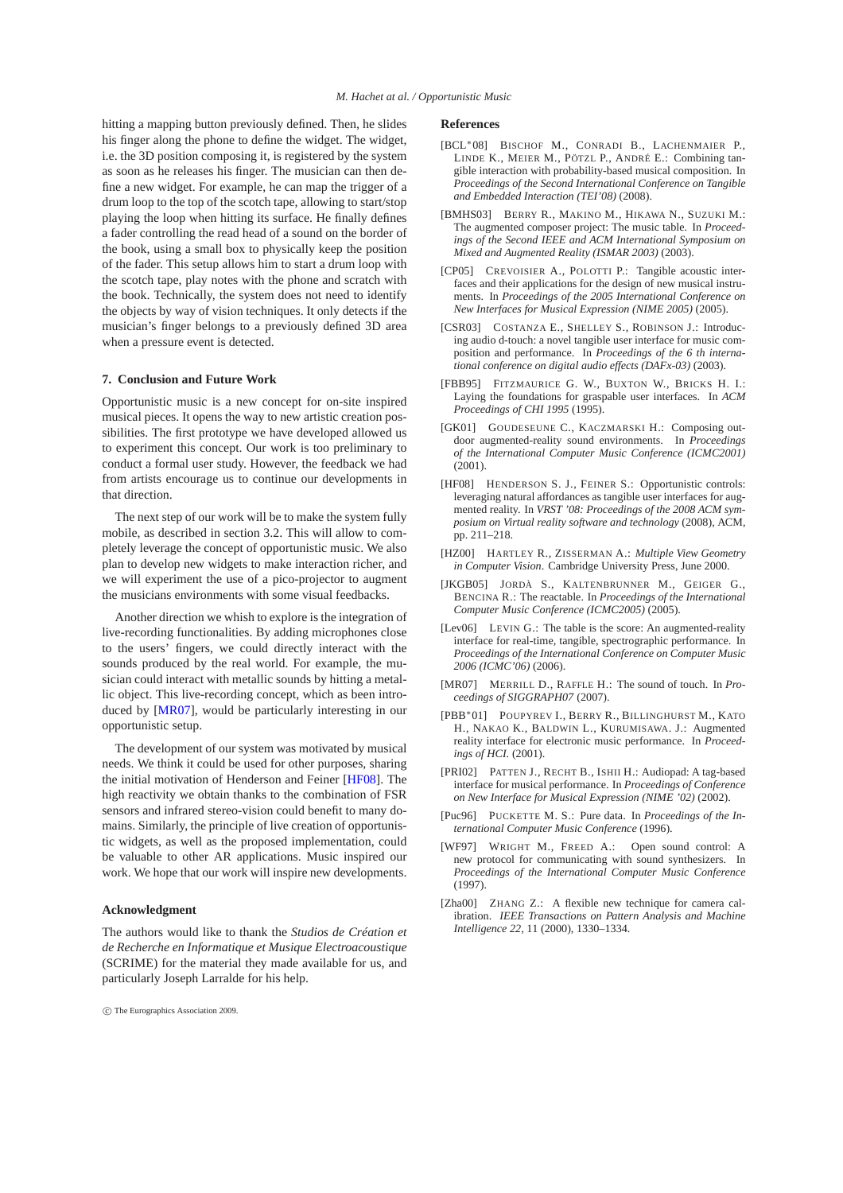hitting a mapping button previously defined. Then, he slides his finger along the phone to define the widget. The widget, i.e. the 3D position composing it, is registered by the system as soon as he releases his finger. The musician can then define a new widget. For example, he can map the trigger of a drum loop to the top of the scotch tape, allowing to start/stop playing the loop when hitting its surface. He finally defines a fader controlling the read head of a sound on the border of the book, using a small box to physically keep the position of the fader. This setup allows him to start a drum loop with the scotch tape, play notes with the phone and scratch with the book. Technically, the system does not need to identify the objects by way of vision techniques. It only detects if the musician's finger belongs to a previously defined 3D area when a pressure event is detected.

## 7. Conclusion and Future Work

Opportunistic music is a new concept for on-site inspired musical pieces. It opens the way to new artistic creation possibilities. The first prototype we have developed allowed us to experiment this concept. Our work is too preliminary to conduct a formal user study. However, the feedback we had from artists encourage us to continue our developments in that direction.

The next step of our work will be to make the system fully mobile, as described in section 3.2. This will allow to completely leverage the concept of opportunistic music. We also plan to develop new widgets to make interaction richer, and we will experiment the use of a pico-projector to augment the musicians environments with some visual feedbacks.

Another direction we whish to explore is the integration of live-recording functionalities. By adding microphones close to the users' fingers, we could directly interact with the sounds produced by the real world. For example, the musician could interact with metallic sounds by hitting a metallic object. This live-recording concept, which as been introduced by [MR07], would be particularly interesting in our opportunistic setup.

The development of our system was motivated by musical needs. We think it could be used for other purposes, sharing the initial motivation of Henderson and Feiner [HF08]. The high reactivity we obtain thanks to the combination of FSR sensors and infrared stereo-vision could benefit to many domains. Similarly, the principle of live creation of opportunistic widgets, as well as the proposed implementation, could be valuable to other AR applications. Music inspired our work. We hope that our work will inspire new developments.

## Acknowledgment

The authors would like to thank the *Studios de Création et de Recherche en Informatique et Musique Electroacoustique* (SCRIME) for the material they made available for us, and particularly Joseph Larralde for his help.

## References

[BCL*08] Bischof M., Conradi B., Lachenmaier P., Linde K., Meier M., Pötzl P., André E.: Combining tangible interaction with probability-based musical composition. In *Proceedings of the Second International Conference on Tangible and Embedded Interaction (TEI'08)* (2008).

[BMHS03] Berry R., Makino M., Hikawa N., Suzuki M.: The augmented composer project: The music table. In *Proceedings of the Second IEEE and ACM International Symposium on Mixed and Augmented Reality (ISMAR 2003)* (2003).

[CP05] Crevoisier A., Polotti P.: Tangible acoustic interfaces and their applications for the design of new musical instruments. In *Proceedings of the 2005 International Conference on New Interfaces for Musical Expression (NIME 2005)* (2005).

[CSR03] Costanza E., Shelley S., Robinson J.: Introducing audio d-touch: a novel tangible user interface for music composition and performance. In *Proceedings of the 6 th international conference on digital audio effects (DAFx-03)* (2003).

[FBB95] Fitzmaurice G. W., Buxton W., Bricks H. I.: Laying the foundations for graspable user interfaces. In *ACM Proceedings of CHI 1995* (1995).

[GK01] Goudeseune C., Kaczmarski H.: Composing outdoor augmented-reality sound environments. In *Proceedings of the International Computer Music Conference (ICMC2001)* (2001).

[HF08] Henderson S. J., Feiner S.: Opportunistic controls: leveraging natural affordances as tangible user interfaces for augmented reality. In *VRST '08: Proceedings of the 2008 ACM symposium on Virtual reality software and technology* (2008), ACM, pp. 211–218.

[HZ00] Hartley R., Zisserman A.: *Multiple View Geometry in Computer Vision*. Cambridge University Press, June 2000.

[JKGB05] Jordà S., Kaltenbrunner M., Geiger G., Bencina R.: The reactable. In *Proceedings of the International Computer Music Conference (ICMC2005)* (2005).

[Lev06] Levin G.: The table is the score: An augmented-reality interface for real-time, tangible, spectrographic performance. In *Proceedings of the International Conference on Computer Music 2006 (ICMC'06)* (2006).

[MR07] Merrill D., Raffle H.: The sound of touch. In *Proceedings of SIGGRAPH07* (2007).

[PBB*01] Poupyrev I., Berry R., Billinghurst M., Kato H., Nakao K., Baldwin L., Kurumisawa. J.: Augmented reality interface for electronic music performance. In *Proceedings of HCI.* (2001).

[PRI02] Patten J., Recht B., Ishii H.: Audiopad: A tag-based interface for musical performance. In *Proceedings of Conference on New Interface for Musical Expression (NIME '02)* (2002).

[Puc96] Puckette M. S.: Pure data. In *Proceedings of the International Computer Music Conference* (1996).

[WF97] Wright M., Freed A.: Open sound control: A new protocol for communicating with sound synthesizers. In *Proceedings of the International Computer Music Conference* (1997).

[Zha00] Zhang Z.: A flexible new technique for camera calibration. *IEEE Transactions on Pattern Analysis and Machine Intelligence 22*, 11 (2000), 1330–1334.